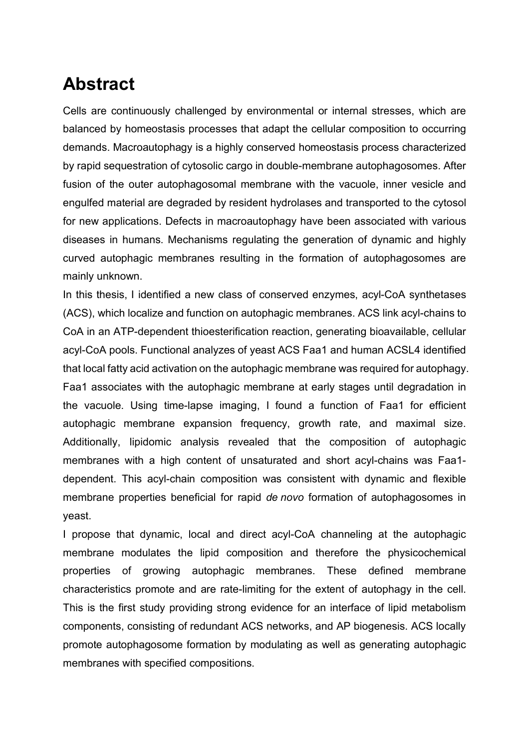# Abstract

Cells are continuously challenged by environmental or internal stresses, which are balanced by homeostasis processes that adapt the cellular composition to occurring demands. Macroautophagy is a highly conserved homeostasis process characterized by rapid sequestration of cytosolic cargo in double-membrane autophagosomes. After fusion of the outer autophagosomal membrane with the vacuole, inner vesicle and engulfed material are degraded by resident hydrolases and transported to the cytosol for new applications. Defects in macroautophagy have been associated with various diseases in humans. Mechanisms regulating the generation of dynamic and highly curved autophagic membranes resulting in the formation of autophagosomes are mainly unknown.

In this thesis, I identified a new class of conserved enzymes, acyl-CoA synthetases (ACS), which localize and function on autophagic membranes. ACS link acyl-chains to CoA in an ATP-dependent thioesterification reaction, generating bioavailable, cellular acyl-CoA pools. Functional analyzes of yeast ACS Faa1 and human ACSL4 identified that local fatty acid activation on the autophagic membrane was required for autophagy. Faa1 associates with the autophagic membrane at early stages until degradation in the vacuole. Using time-lapse imaging, I found a function of Faa1 for efficient autophagic membrane expansion frequency, growth rate, and maximal size. Additionally, lipidomic analysis revealed that the composition of autophagic membranes with a high content of unsaturated and short acyl-chains was Faa1-dependent. This acyl-chain composition was consistent with dynamic and flexible membrane properties beneficial for rapid *de novo* formation of autophagosomes in yeast.

I propose that dynamic, local and direct acyl-CoA channeling at the autophagic membrane modulates the lipid composition and therefore the physicochemical properties of growing autophagic membranes. These defined membrane characteristics promote and are rate-limiting for the extent of autophagy in the cell. This is the first study providing strong evidence for an interface of lipid metabolism components, consisting of redundant ACS networks, and AP biogenesis. ACS locally promote autophagosome formation by modulating as well as generating autophagic membranes with specified compositions.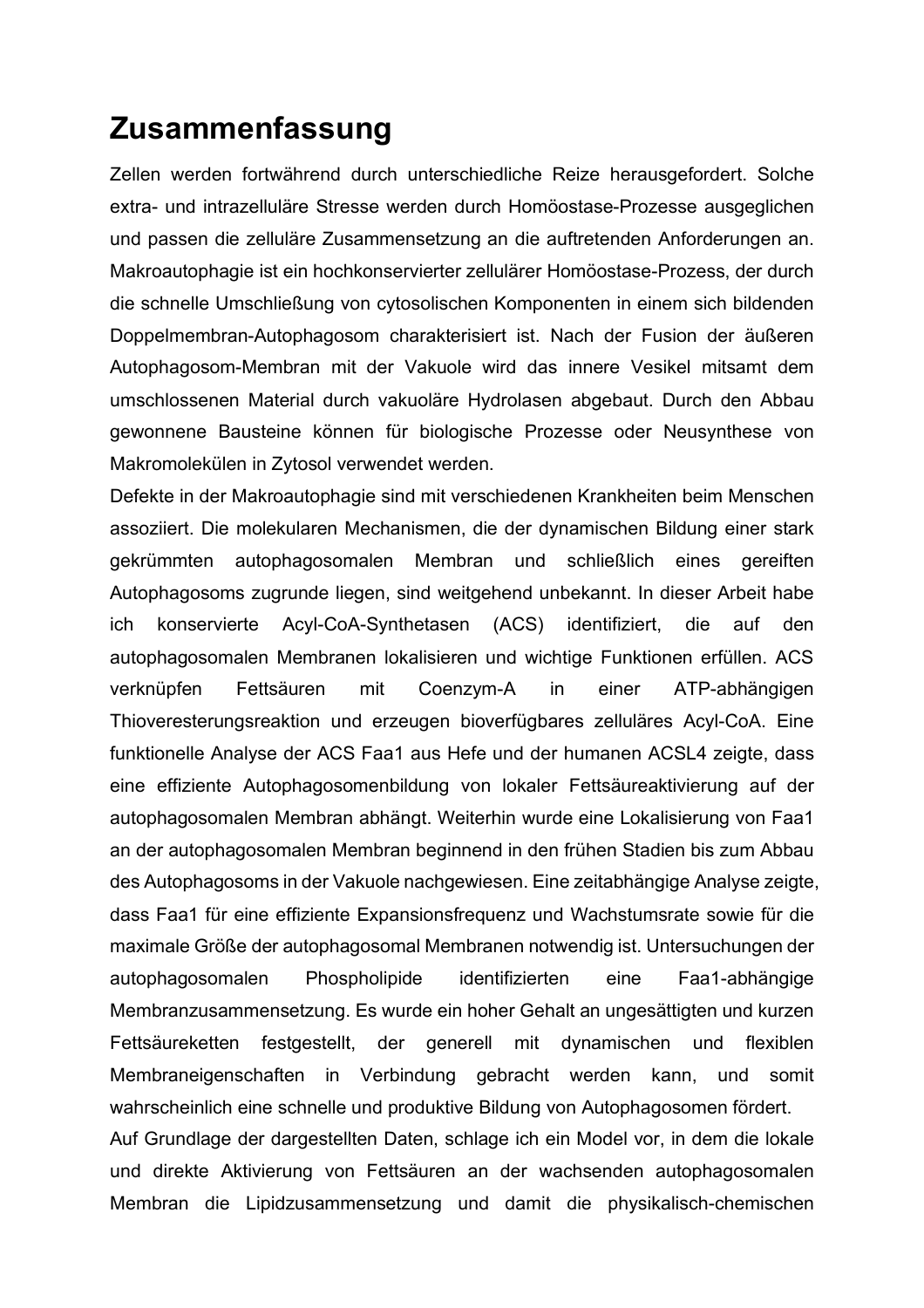# Zusammenfassung

Zellen werden fortwährend durch unterschiedliche Reize herausgefordert. Solche extra- und intrazelluläre Stresse werden durch Homöostase-Prozesse ausgeglichen und passen die zelluläre Zusammensetzung an die auftretenden Anforderungen an. Makroautophagie ist ein hochkonservierter zellulärer Homöostase-Prozess, der durch die schnelle Umschließung von cytosolischen Komponenten in einem sich bildenden Doppelmembran-Autophagosom charakterisiert ist. Nach der Fusion der äußeren Autophagosom-Membran mit der Vakuole wird das innere Vesikel mitsamt dem umschlossenen Material durch vakuoläre Hydrolasen abgebaut. Durch den Abbau gewonnene Bausteine können für biologische Prozesse oder Neusynthese von Makromolekülen in Zytosol verwendet werden.

Defekte in der Makroautophagie sind mit verschiedenen Krankheiten beim Menschen assoziiert. Die molekularen Mechanismen, die der dynamischen Bildung einer stark gekrümmten autophagosomalen Membran und schließlich eines gereiften Autophagosoms zugrunde liegen, sind weitgehend unbekannt. In dieser Arbeit habe ich konservierte Acyl-CoA-Synthetasen (ACS) identifiziert, die auf den autophagosomalen Membranen lokalisieren und wichtige Funktionen erfüllen. ACS verknüpfen Fettsäuren mit Coenzym-A in einer ATP-abhängigen Thioveresterungsreaktion und erzeugen bioverfügbares zelluläres Acyl-CoA. Eine funktionelle Analyse der ACS Faa1 aus Hefe und der humanen ACSL4 zeigte, dass eine effiziente Autophagosomenbildung von lokaler Fettsäureaktivierung auf der autophagosomalen Membran abhängt. Weiterhin wurde eine Lokalisierung von Faa1 an der autophagosomalen Membran beginnend in den frühen Stadien bis zum Abbau des Autophagosoms in der Vakuole nachgewiesen. Eine zeitabhängige Analyse zeigte, dass Faa1 für eine effiziente Expansionsfrequenz und Wachstumsrate sowie für die maximale Größe der autophagosomal Membranen notwendig ist. Untersuchungen der autophagosomalen Phospholipide identifizierten eine Faa1-abhängige Membranzusammensetzung. Es wurde ein hoher Gehalt an ungesättigten und kurzen Fettsäureketten festgestellt, der generell mit dynamischen und flexiblen Membraneigenschaften in Verbindung gebracht werden kann, und somit wahrscheinlich eine schnelle und produktive Bildung von Autophagosomen fördert.

Auf Grundlage der dargestellten Daten, schlage ich ein Model vor, in dem die lokale und direkte Aktivierung von Fettsäuren an der wachsenden autophagosomalen Membran die Lipidzusammensetzung und damit die physikalisch-chemischen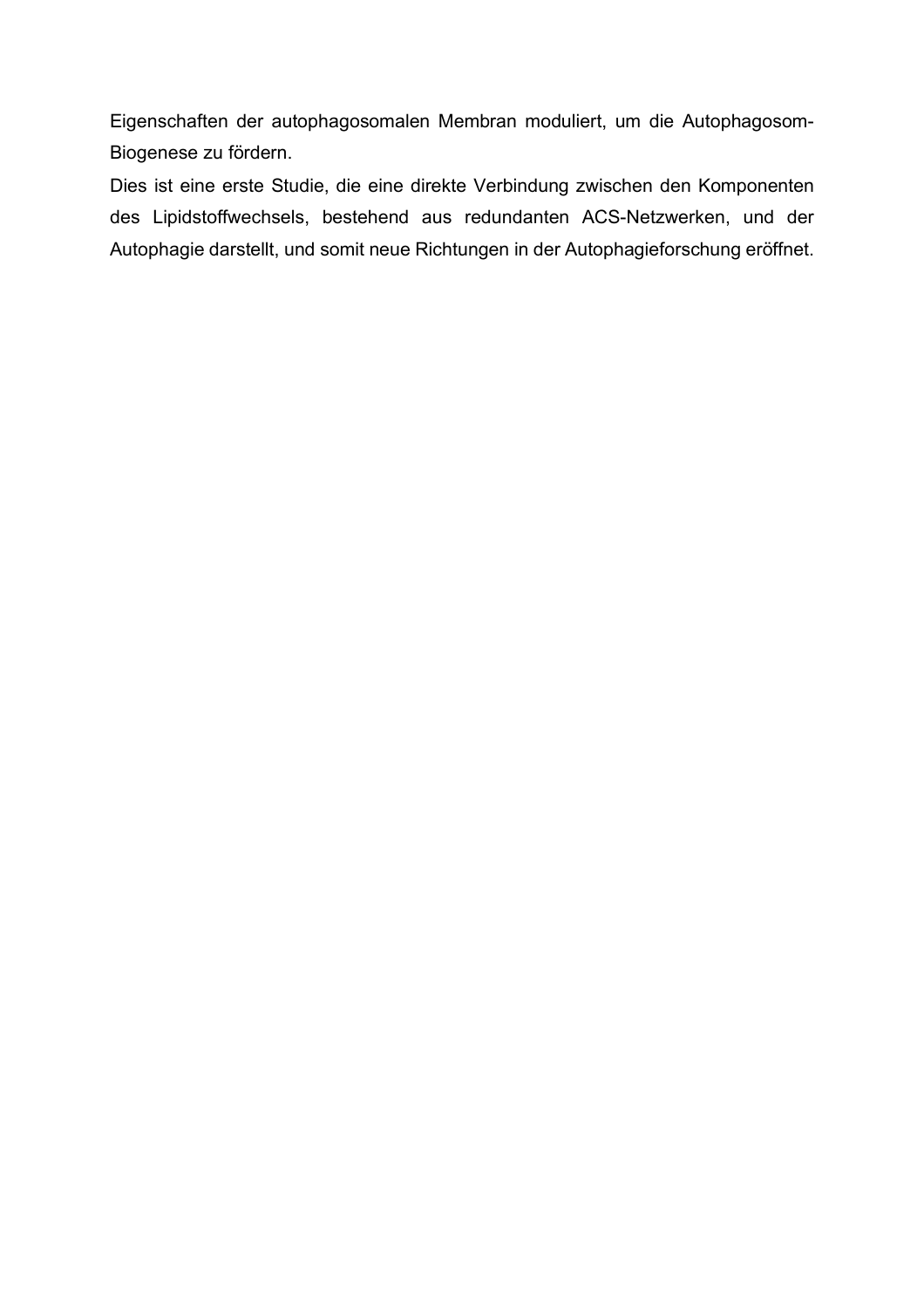Eigenschaften der autophagosomalen Membran moduliert, um die Autophagosom-Biogenese zu fördern.

Dies ist eine erste Studie, die eine direkte Verbindung zwischen den Komponenten des Lipidstoffwechsels, bestehend aus redundanten ACS-Netzwerken, und der Autophagie darstellt, und somit neue Richtungen in der Autophagieforschung eröffnet.